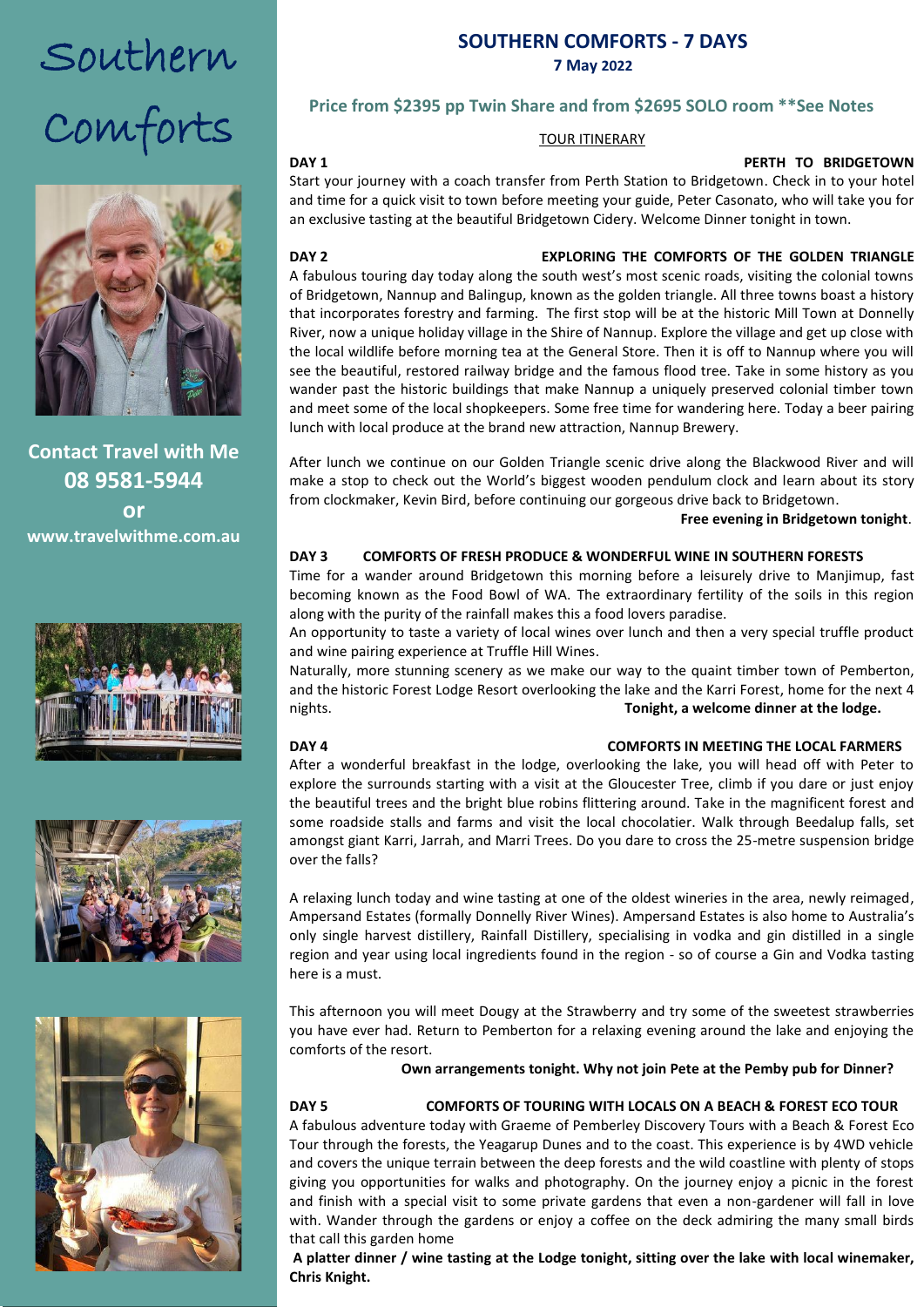# Southern Comforts

**Contact Travel with Me**
**08 9581-5944**
**or**
**www.travelwithme.com.au**

## SOUTHERN COMFORTS - 7 DAYS

**7 May 2022**

### Price from $2395 pp Twin Share and from $2695 SOLO room **See Notes

TOUR ITINERARY

**DAY 1 — PERTH TO BRIDGETOWN**

Start your journey with a coach transfer from Perth Station to Bridgetown. Check in to your hotel and time for a quick visit to town before meeting your guide, Peter Casonato, who will take you for an exclusive tasting at the beautiful Bridgetown Cidery. Welcome Dinner tonight in town.

**DAY 2 — EXPLORING THE COMFORTS OF THE GOLDEN TRIANGLE**

A fabulous touring day today along the south west's most scenic roads, visiting the colonial towns of Bridgetown, Nannup and Balingup, known as the golden triangle. All three towns boast a history that incorporates forestry and farming. The first stop will be at the historic Mill Town at Donnelly River, now a unique holiday village in the Shire of Nannup. Explore the village and get up close with the local wildlife before morning tea at the General Store. Then it is off to Nannup where you will see the beautiful, restored railway bridge and the famous flood tree. Take in some history as you wander past the historic buildings that make Nannup a uniquely preserved colonial timber town and meet some of the local shopkeepers. Some free time for wandering here. Today a beer pairing lunch with local produce at the brand new attraction, Nannup Brewery.

After lunch we continue on our Golden Triangle scenic drive along the Blackwood River and will make a stop to check out the World's biggest wooden pendulum clock and learn about its story from clockmaker, Kevin Bird, before continuing our gorgeous drive back to Bridgetown.

**Free evening in Bridgetown tonight**.

**DAY 3 — COMFORTS OF FRESH PRODUCE & WONDERFUL WINE IN SOUTHERN FORESTS**

Time for a wander around Bridgetown this morning before a leisurely drive to Manjimup, fast becoming known as the Food Bowl of WA. The extraordinary fertility of the soils in this region along with the purity of the rainfall makes this a food lovers paradise.
An opportunity to taste a variety of local wines over lunch and then a very special truffle product and wine pairing experience at Truffle Hill Wines.
Naturally, more stunning scenery as we make our way to the quaint timber town of Pemberton, and the historic Forest Lodge Resort overlooking the lake and the Karri Forest, home for the next 4 nights. **Tonight, a welcome dinner at the lodge.**

**DAY 4 — COMFORTS IN MEETING THE LOCAL FARMERS**

After a wonderful breakfast in the lodge, overlooking the lake, you will head off with Peter to explore the surrounds starting with a visit at the Gloucester Tree, climb if you dare or just enjoy the beautiful trees and the bright blue robins flittering around. Take in the magnificent forest and some roadside stalls and farms and visit the local chocolatier. Walk through Beedalup falls, set amongst giant Karri, Jarrah, and Marri Trees. Do you dare to cross the 25-metre suspension bridge over the falls?

A relaxing lunch today and wine tasting at one of the oldest wineries in the area, newly reimaged, Ampersand Estates (formally Donnelly River Wines). Ampersand Estates is also home to Australia's only single harvest distillery, Rainfall Distillery, specialising in vodka and gin distilled in a single region and year using local ingredients found in the region - so of course a Gin and Vodka tasting here is a must.

This afternoon you will meet Dougy at the Strawberry and try some of the sweetest strawberries you have ever had. Return to Pemberton for a relaxing evening around the lake and enjoying the comforts of the resort.

**Own arrangements tonight. Why not join Pete at the Pemby pub for Dinner?**

**DAY 5 — COMFORTS OF TOURING WITH LOCALS ON A BEACH & FOREST ECO TOUR**

A fabulous adventure today with Graeme of Pemberley Discovery Tours with a Beach & Forest Eco Tour through the forests, the Yeagarup Dunes and to the coast. This experience is by 4WD vehicle and covers the unique terrain between the deep forests and the wild coastline with plenty of stops giving you opportunities for walks and photography. On the journey enjoy a picnic in the forest and finish with a special visit to some private gardens that even a non-gardener will fall in love with. Wander through the gardens or enjoy a coffee on the deck admiring the many small birds that call this garden home

**A platter dinner / wine tasting at the Lodge tonight, sitting over the lake with local winemaker, Chris Knight.**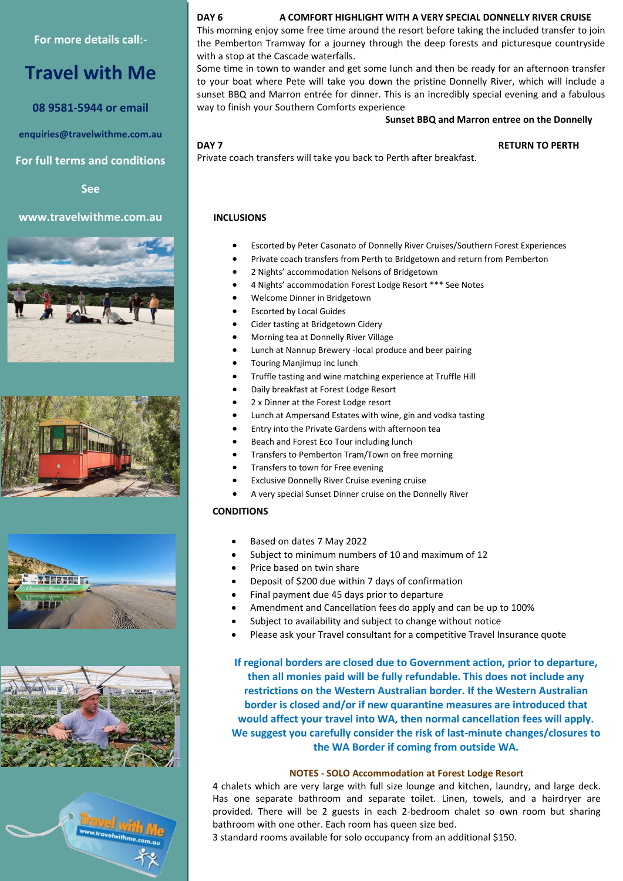For more details call:-

# Travel with Me

08 9581-5944 or email

enquiries@travelwithme.com.au

For full terms and conditions

See

www.travelwithme.com.au

**DAY 6 A COMFORT HIGHLIGHT WITH A VERY SPECIAL DONNELLY RIVER CRUISE**

This morning enjoy some free time around the resort before taking the included transfer to join the Pemberton Tramway for a journey through the deep forests and picturesque countryside with a stop at the Cascade waterfalls.

Some time in town to wander and get some lunch and then be ready for an afternoon transfer to your boat where Pete will take you down the pristine Donnelly River, which will include a sunset BBQ and Marron entrée for dinner. This is an incredibly special evening and a fabulous way to finish your Southern Comforts experience

**Sunset BBQ and Marron entree on the Donnelly**

**DAY 7 RETURN TO PERTH**

Private coach transfers will take you back to Perth after breakfast.

**INCLUSIONS**

- Escorted by Peter Casonato of Donnelly River Cruises/Southern Forest Experiences
- Private coach transfers from Perth to Bridgetown and return from Pemberton
- 2 Nights' accommodation Nelsons of Bridgetown
- 4 Nights' accommodation Forest Lodge Resort *** See Notes
- Welcome Dinner in Bridgetown
- Escorted by Local Guides
- Cider tasting at Bridgetown Cidery
- Morning tea at Donnelly River Village
- Lunch at Nannup Brewery -local produce and beer pairing
- Touring Manjimup inc lunch
- Truffle tasting and wine matching experience at Truffle Hill
- Daily breakfast at Forest Lodge Resort
- 2 x Dinner at the Forest Lodge resort
- Lunch at Ampersand Estates with wine, gin and vodka tasting
- Entry into the Private Gardens with afternoon tea
- Beach and Forest Eco Tour including lunch
- Transfers to Pemberton Tram/Town on free morning
- Transfers to town for Free evening
- Exclusive Donnelly River Cruise evening cruise
- A very special Sunset Dinner cruise on the Donnelly River

**CONDITIONS**

- Based on dates 7 May 2022
- Subject to minimum numbers of 10 and maximum of 12
- Price based on twin share
- Deposit of $200 due within 7 days of confirmation
- Final payment due 45 days prior to departure
- Amendment and Cancellation fees do apply and can be up to 100%
- Subject to availability and subject to change without notice
- Please ask your Travel consultant for a competitive Travel Insurance quote

**If regional borders are closed due to Government action, prior to departure, then all monies paid will be fully refundable. This does not include any restrictions on the Western Australian border. If the Western Australian border is closed and/or if new quarantine measures are introduced that would affect your travel into WA, then normal cancellation fees will apply. We suggest you carefully consider the risk of last-minute changes/closures to the WA Border if coming from outside WA.**

**NOTES - SOLO Accommodation at Forest Lodge Resort**

4 chalets which are very large with full size lounge and kitchen, laundry, and large deck. Has one separate bathroom and separate toilet. Linen, towels, and a hairdryer are provided. There will be 2 guests in each 2-bedroom chalet so own room but sharing bathroom with one other. Each room has queen size bed.

3 standard rooms available for solo occupancy from an additional $150.